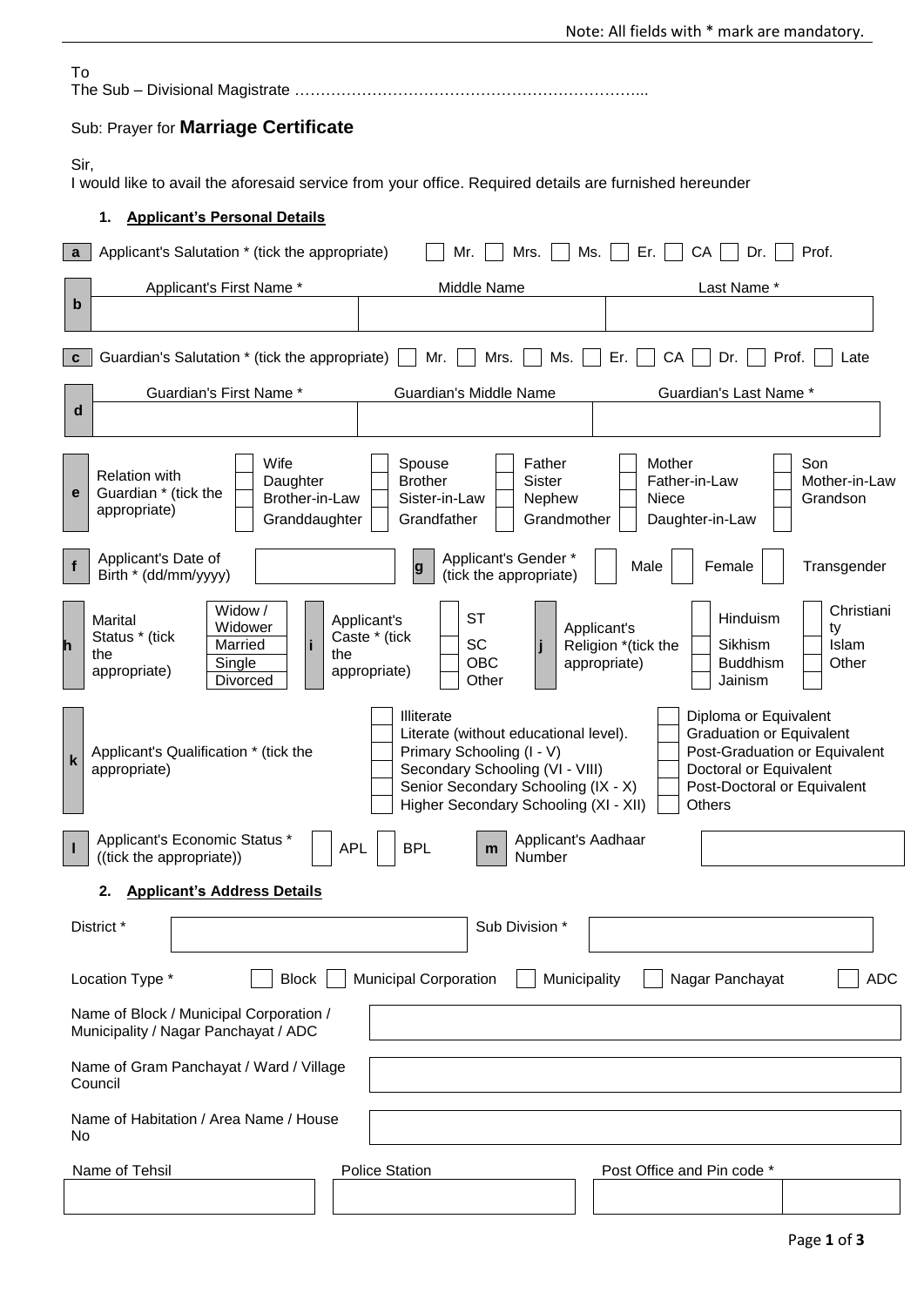Note: All fields with * mark are mandatory.

To
The Sub – Divisional Magistrate …………………………………………………………...

Sub: Prayer for **Marriage Certificate**

Sir,
I would like to avail the aforesaid service from your office. Required details are furnished hereunder

### 1. Applicant's Personal Details

**a** Applicant's Salutation * (tick the appropriate) ☐ Mr. ☐ Mrs. ☐ Ms. ☐ Er. ☐ CA ☐ Dr. ☐ Prof.

| **b** | Applicant's First Name * | Middle Name | Last Name * |
|---|---|---|---|
| | | | |

**c** Guardian's Salutation * (tick the appropriate) ☐ Mr. ☐ Mrs. ☐ Ms. ☐ Er. ☐ CA ☐ Dr. ☐ Prof. ☐ Late

| **d** | Guardian's First Name * | Guardian's Middle Name | Guardian's Last Name * |
|---|---|---|---|
| | | | |

**e** Relation with Guardian * (tick the appropriate)

☐ Wife ☐ Spouse ☐ Father ☐ Mother ☐ Son
☐ Daughter ☐ Brother ☐ Sister ☐ Father-in-Law ☐ Mother-in-Law
☐ Brother-in-Law ☐ Sister-in-Law ☐ Nephew ☐ Niece ☐ Grandson
☐ Granddaughter ☐ Grandfather ☐ Grandmother ☐ Daughter-in-Law

**f** Applicant's Date of Birth * (dd/mm/yyyy) ________

**g** Applicant's Gender * (tick the appropriate) ☐ Male ☐ Female ☐ Transgender

**h** Marital Status * (tick the appropriate) ☐ Widow / Widower ☐ Married ☐ Single ☐ Divorced

**i** Applicant's Caste * (tick the appropriate) ☐ ST ☐ SC ☐ OBC ☐ Other

**j** Applicant's Religion *(tick the appropriate) ☐ Hinduism ☐ Christianity ☐ Sikhism ☐ Islam ☐ Buddhism ☐ Other ☐ Jainism

**k** Applicant's Qualification * (tick the appropriate)

☐ Illiterate
☐ Literate (without educational level).
☐ Primary Schooling (I - V)
☐ Secondary Schooling (VI - VIII)
☐ Senior Secondary Schooling (IX - X)
☐ Higher Secondary Schooling (XI - XII)
☐ Diploma or Equivalent
☐ Graduation or Equivalent
☐ Post-Graduation or Equivalent
☐ Doctoral or Equivalent
☐ Post-Doctoral or Equivalent
☐ Others

**l** Applicant's Economic Status * ((tick the appropriate)) ☐ APL ☐ BPL

**m** Applicant's Aadhaar Number ________

### 2. Applicant's Address Details

District * ________ Sub Division * ________

Location Type * ☐ Block ☐ Municipal Corporation ☐ Municipality ☐ Nagar Panchayat ☐ ADC

Name of Block / Municipal Corporation / Municipality / Nagar Panchayat / ADC ________

Name of Gram Panchayat / Ward / Village Council ________

Name of Habitation / Area Name / House No ________

| Name of Tehsil | Police Station | Post Office and Pin code * | |
|---|---|---|---|
| | | | |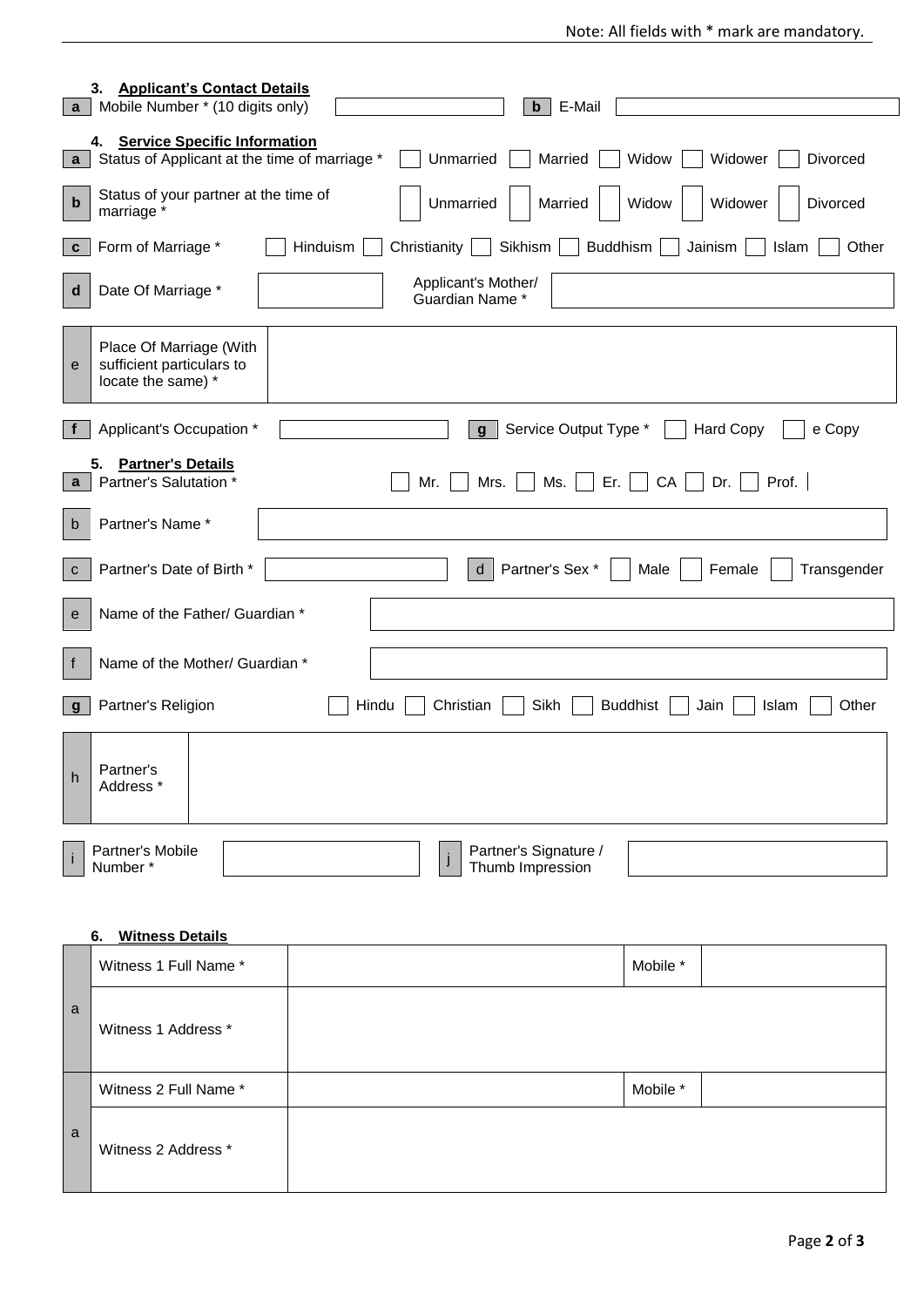Note: All fields with * mark are mandatory.

### 3. Applicant's Contact Details

| | | | | | |
|---|---|---|---|---|---|
| a | Mobile Number * (10 digits only) | | b | E-Mail | |

### 4. Service Specific Information

| | | |
|---|---|---|
| a | Status of Applicant at the time of marriage * | ☐ Unmarried ☐ Married ☐ Widow ☐ Widower ☐ Divorced |
| b | Status of your partner at the time of marriage * | ☐ Unmarried ☐ Married ☐ Widow ☐ Widower ☐ Divorced |
| c | Form of Marriage * | ☐ Hinduism ☐ Christianity ☐ Sikhism ☐ Buddhism ☐ Jainism ☐ Islam ☐ Other |

| | | | | | |
|---|---|---|---|---|---|
| d | Date Of Marriage * | | | Applicant's Mother/ Guardian Name * | |
| e | Place Of Marriage (With sufficient particulars to locate the same) * | | | | |
| f | Applicant's Occupation * | | g | Service Output Type * | ☐ Hard Copy ☐ e Copy |

### 5. Partner's Details

| | | | | | |
|---|---|---|---|---|---|
| a | Partner's Salutation * | ☐ Mr. ☐ Mrs. ☐ Ms. ☐ Er. ☐ CA ☐ Dr. ☐ Prof. | | | |
| b | Partner's Name * | | | | |
| c | Partner's Date of Birth * | | d | Partner's Sex * | ☐ Male ☐ Female ☐ Transgender |
| e | Name of the Father/ Guardian * | | | | |
| f | Name of the Mother/ Guardian * | | | | |
| g | Partner's Religion | ☐ Hindu ☐ Christian ☐ Sikh ☐ Buddhist ☐ Jain ☐ Islam ☐ Other | | | |
| h | Partner's Address * | | | | |
| i | Partner's Mobile Number * | | j | Partner's Signature / Thumb Impression | |

### 6. Witness Details

| | | | | |
|---|---|---|---|---|
| a | Witness 1 Full Name * | | Mobile * | |
| | Witness 1 Address * | | | |
| a | Witness 2 Full Name * | | Mobile * | |
| | Witness 2 Address * | | | |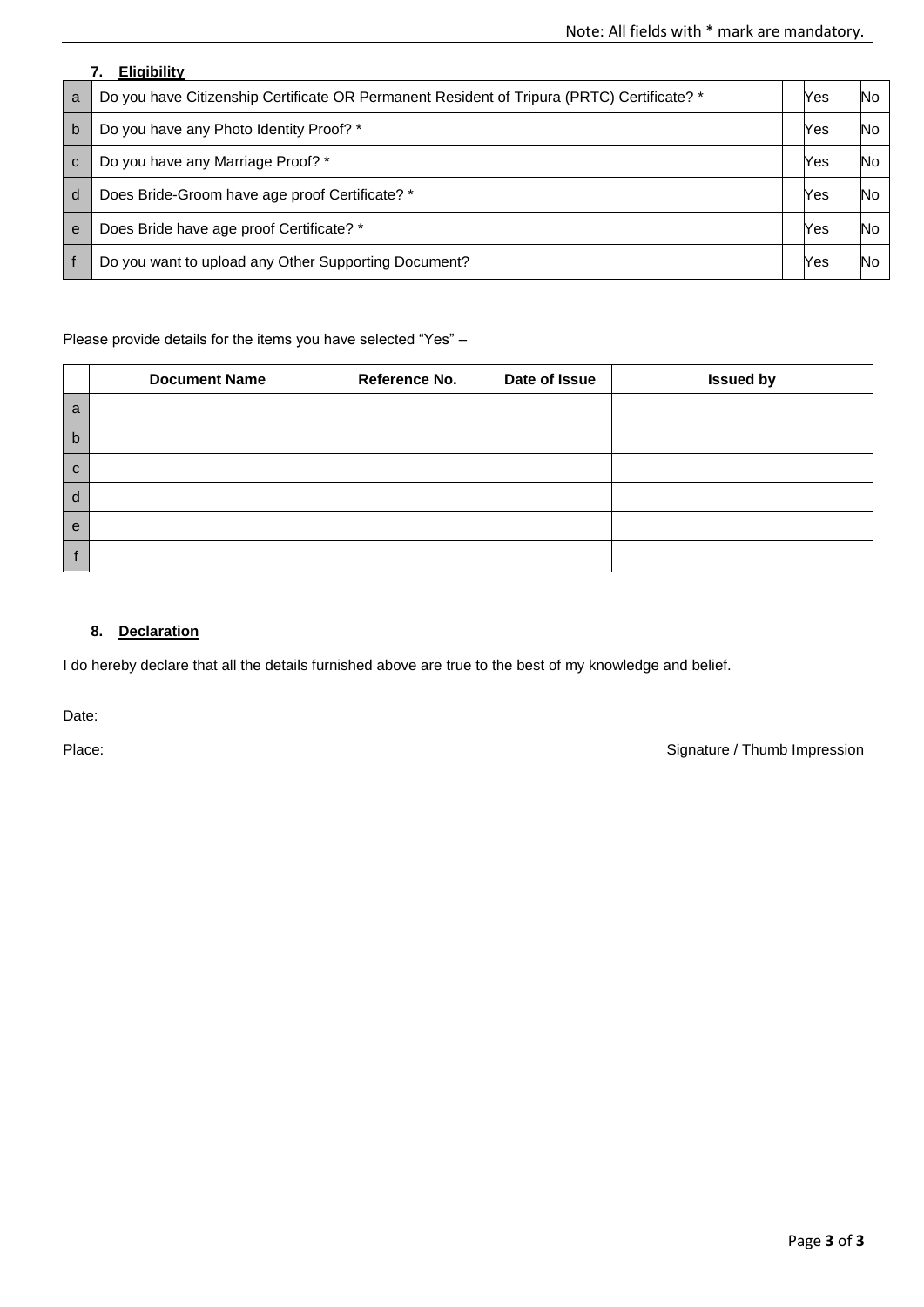Note: All fields with * mark are mandatory.

## 7. Eligibility

| | | | | | |
|---|---|---|---|---|---|
| a | Do you have Citizenship Certificate OR Permanent Resident of Tripura (PRTC) Certificate? * | | Yes | | No |
| b | Do you have any Photo Identity Proof? * | | Yes | | No |
| c | Do you have any Marriage Proof? * | | Yes | | No |
| d | Does Bride-Groom have age proof Certificate? * | | Yes | | No |
| e | Does Bride have age proof Certificate? * | | Yes | | No |
| f | Do you want to upload any Other Supporting Document? | | Yes | | No |

Please provide details for the items you have selected “Yes” –

| | Document Name | Reference No. | Date of Issue | Issued by |
|---|---|---|---|---|
| a | | | | |
| b | | | | |
| c | | | | |
| d | | | | |
| e | | | | |
| f | | | | |

## 8. Declaration

I do hereby declare that all the details furnished above are true to the best of my knowledge and belief.

Date:

Place: Signature / Thumb Impression